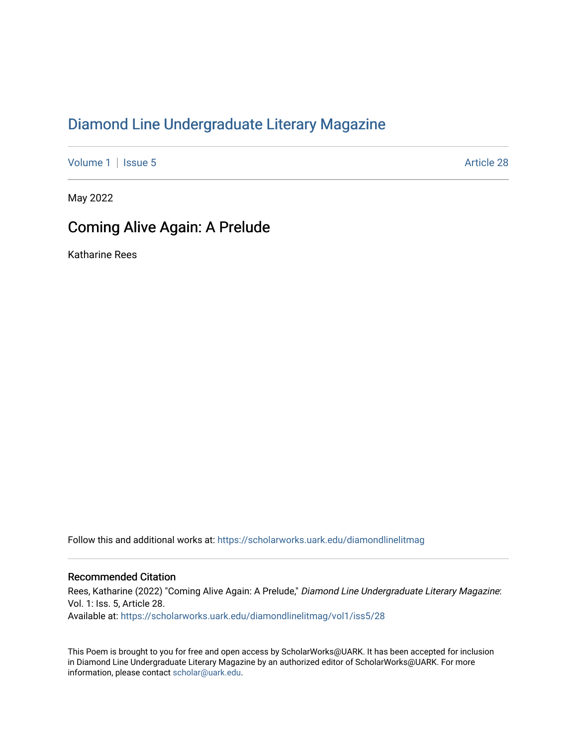# Diamond Line Undergraduate Literary Magazine

Volume 1 | Issue 5 Article 28

May 2022

## Coming Alive Again: A Prelude

Katharine Rees

Follow this and additional works at: https://scholarworks.uark.edu/diamondlinelitmag

### Recommended Citation

Rees, Katharine (2022) "Coming Alive Again: A Prelude," *Diamond Line Undergraduate Literary Magazine*: Vol. 1: Iss. 5, Article 28.
Available at: https://scholarworks.uark.edu/diamondlinelitmag/vol1/iss5/28

This Poem is brought to you for free and open access by ScholarWorks@UARK. It has been accepted for inclusion in Diamond Line Undergraduate Literary Magazine by an authorized editor of ScholarWorks@UARK. For more information, please contact scholar@uark.edu.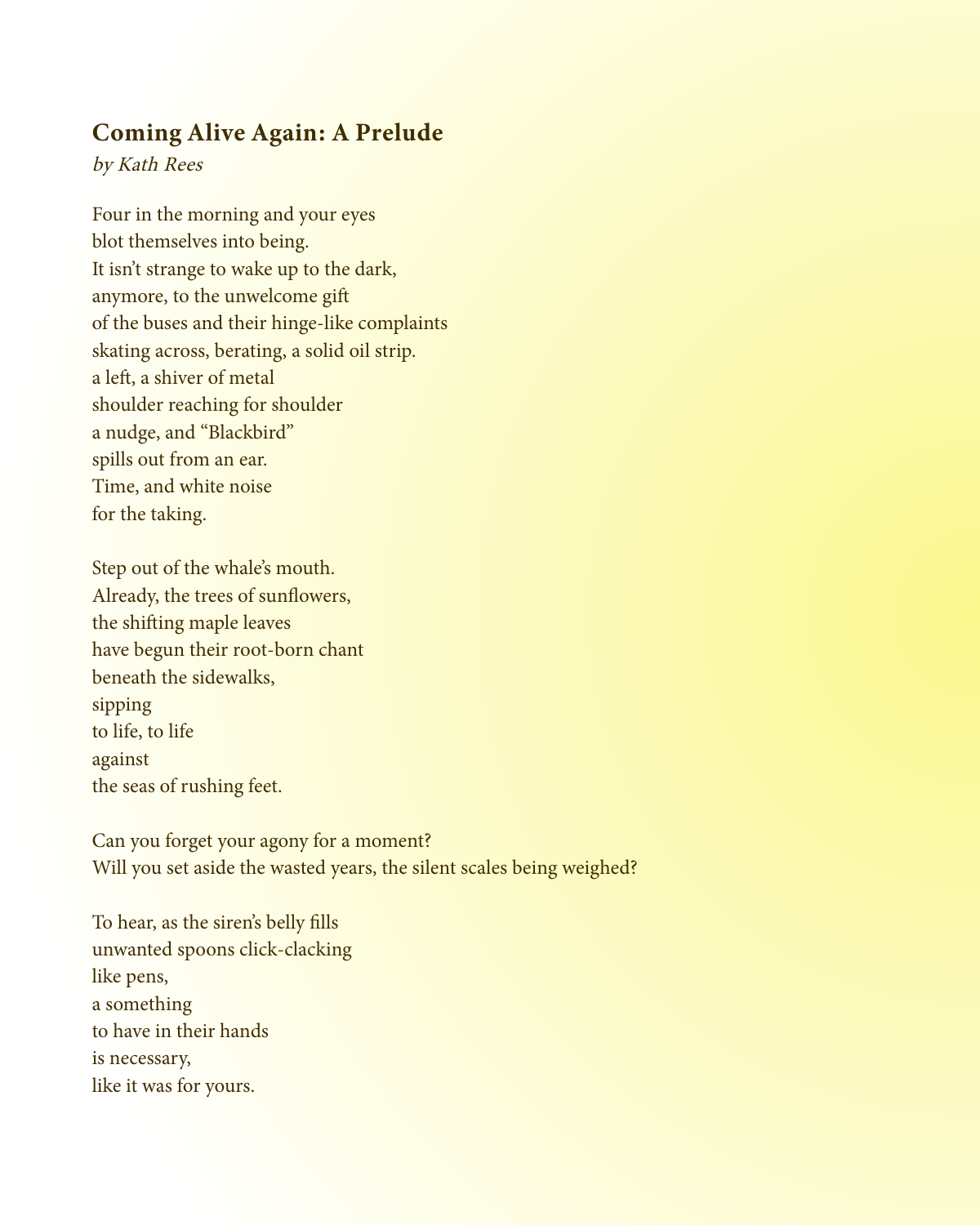## Coming Alive Again: A Prelude

*by Kath Rees*

Four in the morning and your eyes  
blot themselves into being.  
It isn't strange to wake up to the dark,  
anymore, to the unwelcome gift  
of the buses and their hinge-like complaints  
skating across, berating, a solid oil strip.  
a left, a shiver of metal  
shoulder reaching for shoulder  
a nudge, and "Blackbird"  
spills out from an ear.  
Time, and white noise  
for the taking.

Step out of the whale's mouth.  
Already, the trees of sunflowers,  
the shifting maple leaves  
have begun their root-born chant  
beneath the sidewalks,  
sipping  
to life, to life  
against  
the seas of rushing feet.

Can you forget your agony for a moment?  
Will you set aside the wasted years, the silent scales being weighed?

To hear, as the siren's belly fills  
unwanted spoons click-clacking  
like pens,  
a something  
to have in their hands  
is necessary,  
like it was for yours.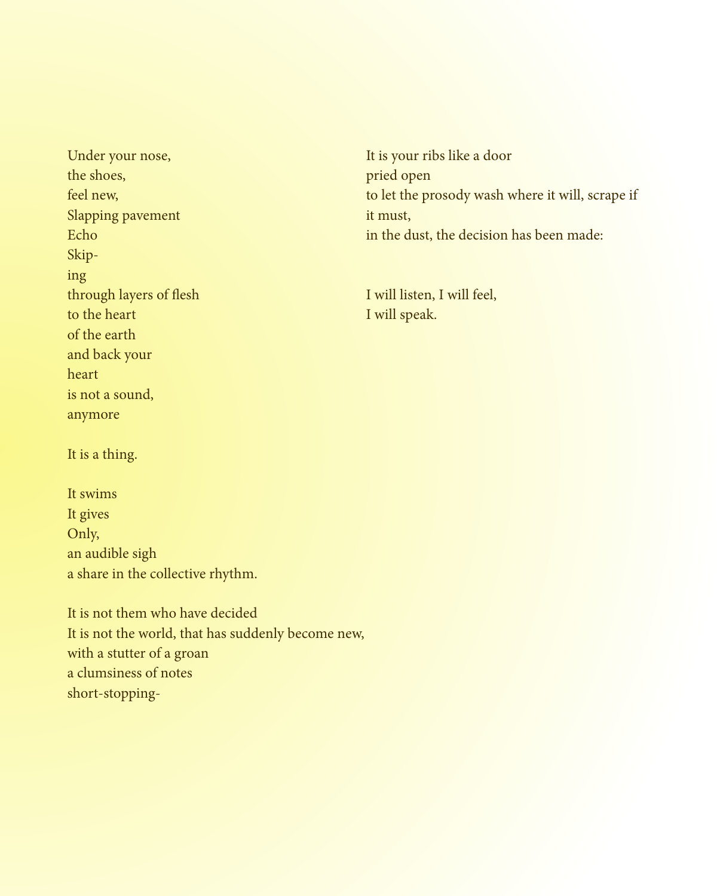Under your nose,  
the shoes,  
feel new,  
Slapping pavement  
Echo  
Skip-  
ing  
through layers of flesh  
to the heart  
of the earth  
and back your  
heart  
is not a sound,  
anymore

It is a thing.

It swims  
It gives  
Only,  
an audible sigh  
a share in the collective rhythm.

It is not them who have decided  
It is not the world, that has suddenly become new,  
with a stutter of a groan  
a clumsiness of notes  
short-stopping-

It is your ribs like a door  
pried open  
to let the prosody wash where it will, scrape if it must,  
in the dust, the decision has been made:

I will listen, I will feel,  
I will speak.